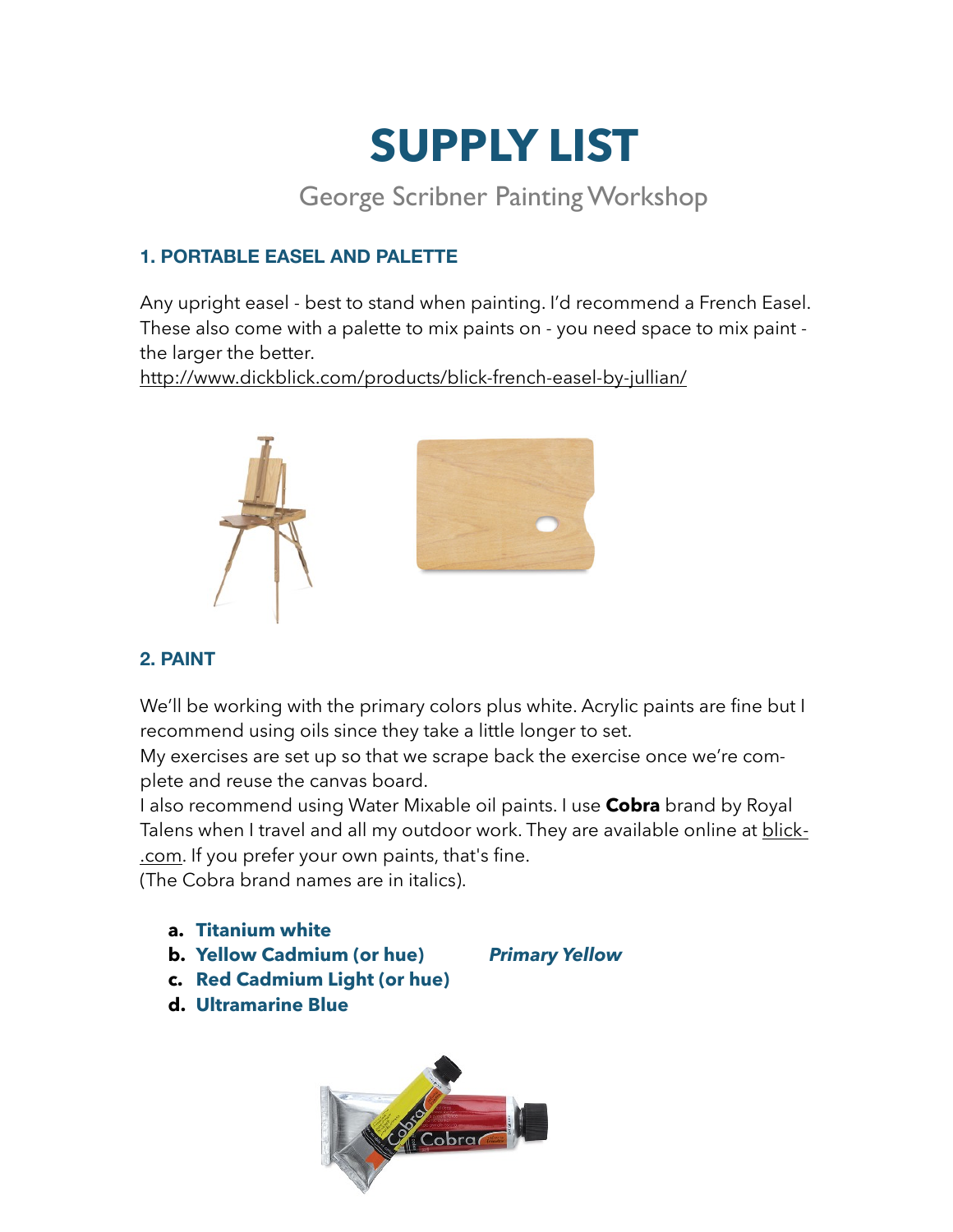# SUPPLY LIST

George Scribner Painting Workshop

### 1. PORTABLE EASEL AND PALETTE

Any upright easel - best to stand when painting. I'd recommend a French Easel. These also come with a palette to mix paints on - you need space to mix paint - the larger the better.
http://www.dickblick.com/products/blick-french-easel-by-jullian/

### 2. PAINT

We'll be working with the primary colors plus white. Acrylic paints are fine but I recommend using oils since they take a little longer to set.
My exercises are set up so that we scrape back the exercise once we're complete and reuse the canvas board.
I also recommend using Water Mixable oil paints. I use **Cobra** brand by Royal Talens when I travel and all my outdoor work. They are available online at blick.com. If you prefer your own paints, that's fine.
(The Cobra brand names are in italics).

a. **Titanium white**
b. **Yellow Cadmium (or hue)** ***Primary Yellow***
c. **Red Cadmium Light (or hue)**
d. **Ultramarine Blue**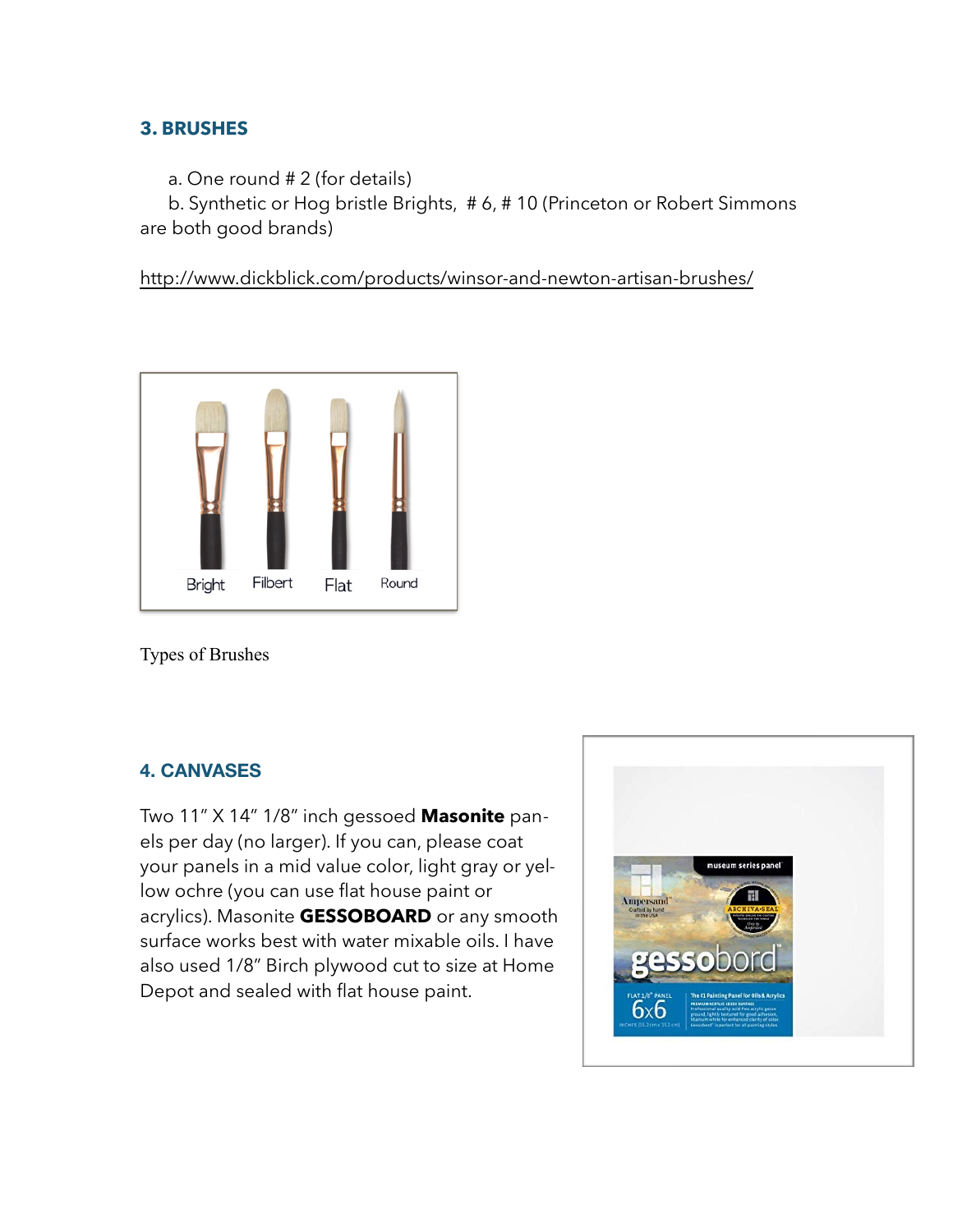### 3. BRUSHES

a. One round # 2 (for details)
b. Synthetic or Hog bristle Brights, # 6, # 10 (Princeton or Robert Simmons are both good brands)

http://www.dickblick.com/products/winsor-and-newton-artisan-brushes/

Types of Brushes

### 4. CANVASES

Two 11" X 14" 1/8" inch gessoed **Masonite** panels per day (no larger). If you can, please coat your panels in a mid value color, light gray or yellow ochre (you can use flat house paint or acrylics). Masonite **GESSOBOARD** or any smooth surface works best with water mixable oils. I have also used 1/8" Birch plywood cut to size at Home Depot and sealed with flat house paint.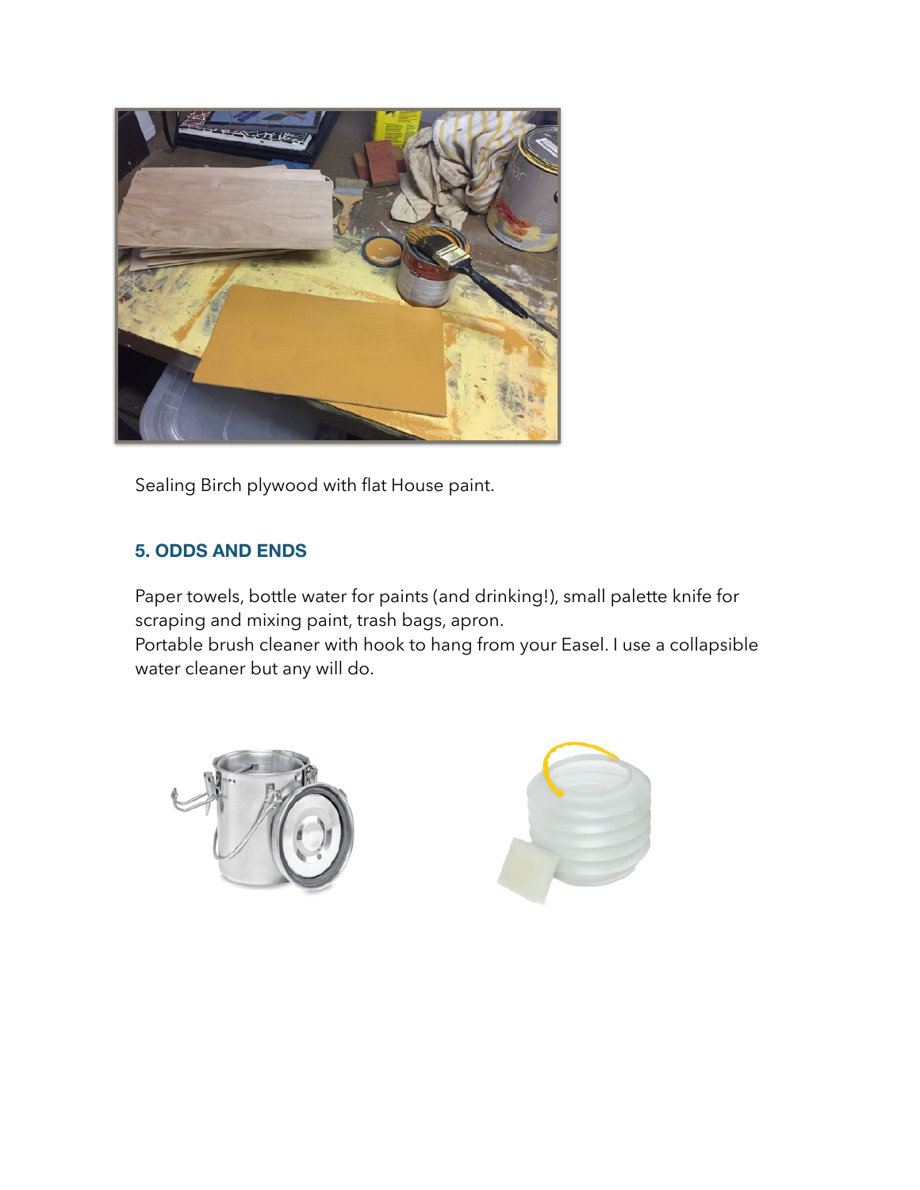Sealing Birch plywood with flat House paint.

### 5. ODDS AND ENDS

Paper towels, bottle water for paints (and drinking!), small palette knife for scraping and mixing paint, trash bags, apron.
Portable brush cleaner with hook to hang from your Easel. I use a collapsible water cleaner but any will do.